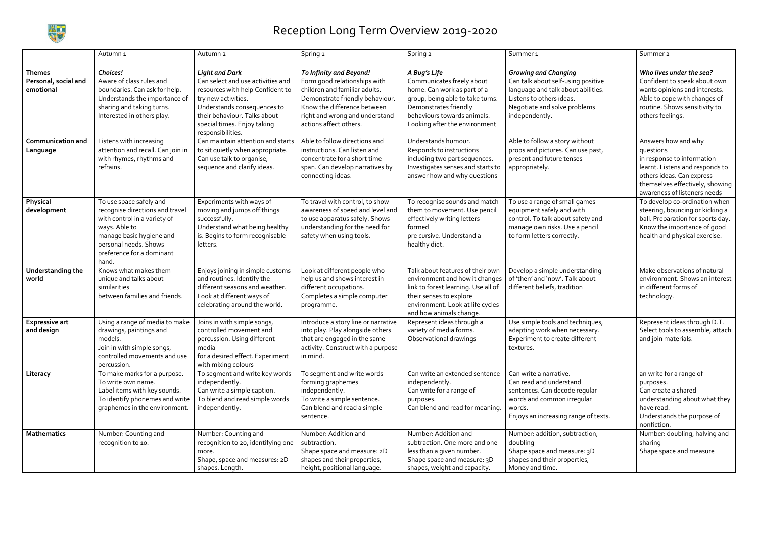# Reception Long Term Overview 2019-2020

| | Autumn 1 | Autumn 2 | Spring 1 | Spring 2 | Summer 1 | Summer 2 |
|---|---|---|---|---|---|---|
| **Themes** | ***Choices!*** | ***Light and Dark*** | ***To Infinity and Beyond!*** | ***A Bug's Life*** | ***Growing and Changing*** | ***Who lives under the sea?*** |
| **Personal, social and emotional** | Aware of class rules and boundaries. Can ask for help. Understands the importance of sharing and taking turns. Interested in others play. | Can select and use activities and resources with help Confident to try new activities. Understands consequences to their behaviour. Talks about special times. Enjoy taking responsibilities. | Form good relationships with children and familiar adults. Demonstrate friendly behaviour. Know the difference between right and wrong and understand actions affect others. | Communicates freely about home. Can work as part of a group, being able to take turns. Demonstrates friendly behaviours towards animals. Looking after the environment | Can talk about self-using positive language and talk about abilities. Listens to others ideas. Negotiate and solve problems independently. | Confident to speak about own wants opinions and interests. Able to cope with changes of routine. Shows sensitivity to others feelings. |
| **Communication and Language** | Listens with increasing attention and recall. Can join in with rhymes, rhythms and refrains. | Can maintain attention and starts to sit quietly when appropriate. Can use talk to organise, sequence and clarify ideas. | Able to follow directions and instructions. Can listen and concentrate for a short time span. Can develop narratives by connecting ideas. | Understands humour. Responds to instructions including two part sequences. Investigates senses and starts to answer how and why questions | Able to follow a story without props and pictures. Can use past, present and future tenses appropriately. | Answers how and why questions in response to information learnt. Listens and responds to others ideas. Can express themselves effectively, showing awareness of listeners needs |
| **Physical development** | To use space safely and recognise directions and travel with control in a variety of ways. Able to manage basic hygiene and personal needs. Shows preference for a dominant hand. | Experiments with ways of moving and jumps off things successfully. Understand what being healthy is. Begins to form recognisable letters. | To travel with control, to show awareness of speed and level and to use apparatus safely. Shows understanding for the need for safety when using tools. | To recognise sounds and match them to movement. Use pencil effectively writing letters formed pre cursive. Understand a healthy diet. | To use a range of small games equipment safely and with control. To talk about safety and manage own risks. Use a pencil to form letters correctly. | To develop co-ordination when steering, bouncing or kicking a ball. Preparation for sports day. Know the importance of good health and physical exercise. |
| **Understanding the world** | Knows what makes them unique and talks about similarities between families and friends. | Enjoys joining in simple customs and routines. Identify the different seasons and weather. Look at different ways of celebrating around the world. | Look at different people who help us and shows interest in different occupations. Completes a simple computer programme. | Talk about features of their own environment and how it changes link to forest learning. Use all of their senses to explore environment. Look at life cycles and how animals change. | Develop a simple understanding of 'then' and 'now'. Talk about different beliefs, tradition | Make observations of natural environment. Shows an interest in different forms of technology. |
| **Expressive art and design** | Using a range of media to make drawings, paintings and models. Join in with simple songs, controlled movements and use percussion. | Joins in with simple songs, controlled movement and percussion. Using different media for a desired effect. Experiment with mixing colours | Introduce a story line or narrative into play. Play alongside others that are engaged in the same activity. Construct with a purpose in mind. | Represent ideas through a variety of media forms. Observational drawings | Use simple tools and techniques, adapting work when necessary. Experiment to create different textures. | Represent ideas through D.T. Select tools to assemble, attach and join materials. |
| **Literacy** | To make marks for a purpose. To write own name. Label items with key sounds. To identify phonemes and write graphemes in the environment. | To segment and write key words independently. Can write a simple caption. To blend and read simple words independently. | To segment and write words forming graphemes independently. To write a simple sentence. Can blend and read a simple sentence. | Can write an extended sentence independently. Can write for a range of purposes. Can blend and read for meaning. | Can write a narrative. Can read and understand sentences. Can decode regular words and common irregular words. Enjoys an increasing range of texts. | an write for a range of purposes. Can create a shared understanding about what they have read. Understands the purpose of nonfiction. |
| **Mathematics** | Number: Counting and recognition to 10. | Number: Counting and recognition to 20, identifying one more. Shape, space and measures: 2D shapes. Length. | Number: Addition and subtraction. Shape space and measure: 2D shapes and their properties, height, positional language. | Number: Addition and subtraction. One more and one less than a given number. Shape space and measure: 3D shapes, weight and capacity. | Number: addition, subtraction, doubling Shape space and measure: 3D shapes and their properties, Money and time. | Number: doubling, halving and sharing Shape space and measure |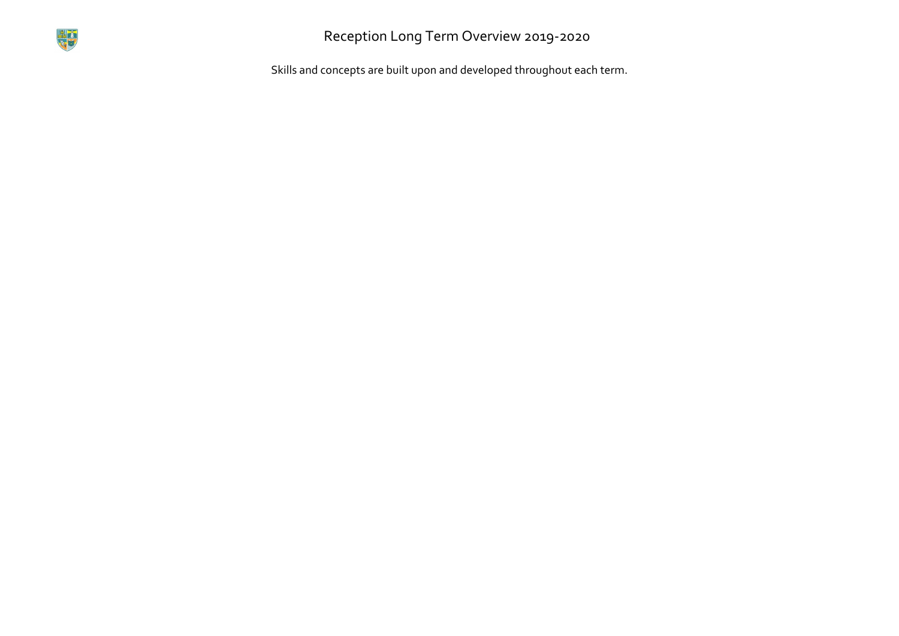# Reception Long Term Overview 2019-2020

Skills and concepts are built upon and developed throughout each term.